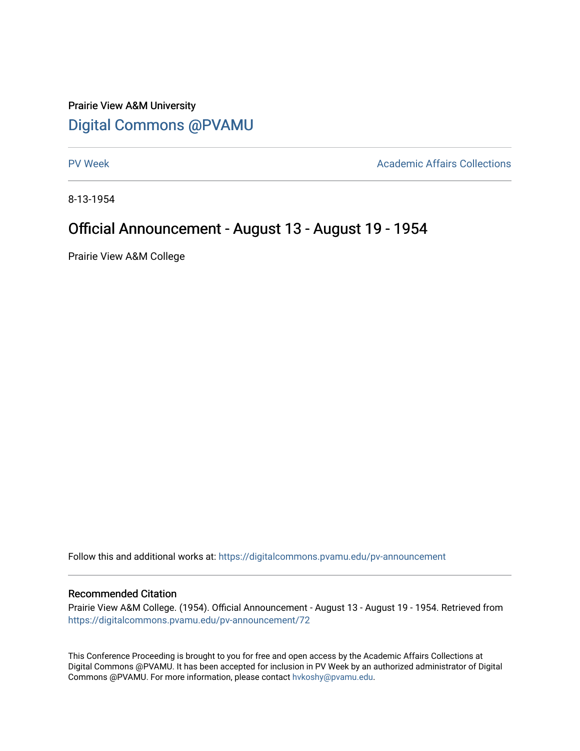Prairie View A&M University

# Digital Commons @PVAMU

PV Week

Academic Affairs Collections

8-13-1954

# Official Announcement - August 13 - August 19 - 1954

Prairie View A&M College

Follow this and additional works at: https://digitalcommons.pvamu.edu/pv-announcement

## Recommended Citation

Prairie View A&M College. (1954). Official Announcement - August 13 - August 19 - 1954. Retrieved from https://digitalcommons.pvamu.edu/pv-announcement/72

This Conference Proceeding is brought to you for free and open access by the Academic Affairs Collections at Digital Commons @PVAMU. It has been accepted for inclusion in PV Week by an authorized administrator of Digital Commons @PVAMU. For more information, please contact hvkoshy@pvamu.edu.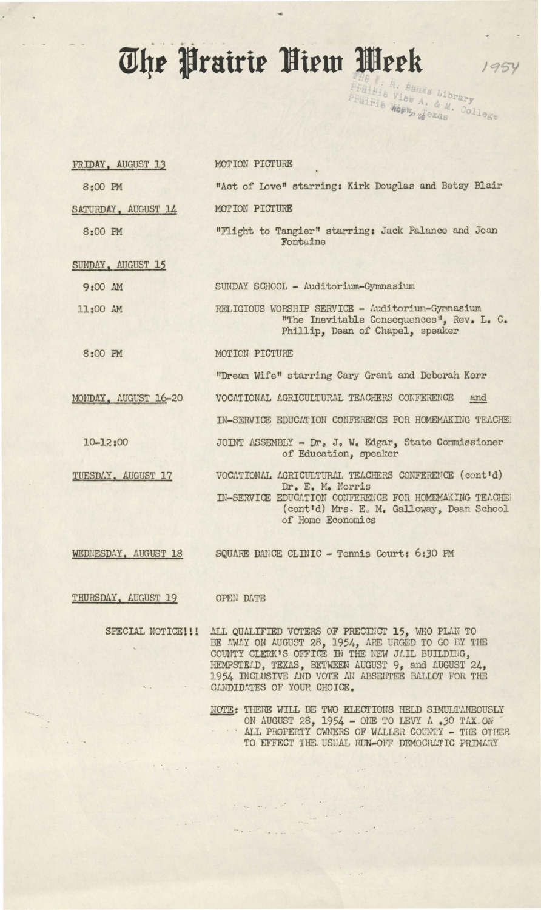# The Prairie View Week

1954

THE W. R. Banks Library
Prairie View A. & M. College
Prairie View, Texas

| | |
|---|---|
| FRIDAY, AUGUST 13 | MOTION PICTURE |
| 8:00 PM | "Act of Love" starring: Kirk Douglas and Betsy Blair |
| SATURDAY, AUGUST 14 | MOTION PICTURE |
| 8:00 PM | "Flight to Tangier" starring: Jack Palance and Joan Fontaine |
| SUNDAY, AUGUST 15 | |
| 9:00 AM | SUNDAY SCHOOL - Auditorium-Gymnasium |
| 11:00 AM | RELIGIOUS WORSHIP SERVICE - Auditorium-Gymnasium "The Inevitable Consequences", Rev. L. C. Phillip, Dean of Chapel, speaker |
| 8:00 PM | MOTION PICTURE |
| | "Dream Wife" starring Cary Grant and Deborah Kerr |
| MONDAY, AUGUST 16-20 | VOCATIONAL AGRICULTURAL TEACHERS CONFERENCE and |
| | IN-SERVICE EDUCATION CONFERENCE FOR HOMEMAKING TEACHE |
| 10-12:00 | JOINT ASSEMBLY - Dr. J. W. Edgar, State Commissioner of Education, speaker |
| TUESDAY, AUGUST 17 | VOCATIONAL AGRICULTURAL TEACHERS CONFERENCE (cont'd) Dr. E. M. Norris<br>IN-SERVICE EDUCATION CONFERENCE FOR HOMEMAKING TEACHE (cont'd) Mrs. E. M. Galloway, Dean School of Home Economics |
| WEDNESDAY, AUGUST 18 | SQUARE DANCE CLINIC - Tennis Court: 6:30 PM |
| THURSDAY, AUGUST 19 | OPEN DATE |

SPECIAL NOTICE!!! ALL QUALIFIED VOTERS OF PRECINCT 15, WHO PLAN TO BE AWAY ON AUGUST 28, 1954, ARE URGED TO GO BY THE COUNTY CLERK'S OFFICE IN THE NEW JAIL BUILDING, HEMPSTEAD, TEXAS, BETWEEN AUGUST 9, and AUGUST 24, 1954 INCLUSIVE AND VOTE AN ABSENTEE BALLOT FOR THE CANDIDATES OF YOUR CHOICE.

NOTE: THERE WILL BE TWO ELECTIONS HELD SIMULTANEOUSLY ON AUGUST 28, 1954 - ONE TO LEVY A .30 TAX ON ALL PROPERTY OWNERS OF WALLER COUNTY - THE OTHER TO EFFECT THE USUAL RUN-OFF DEMOCRATIC PRIMARY